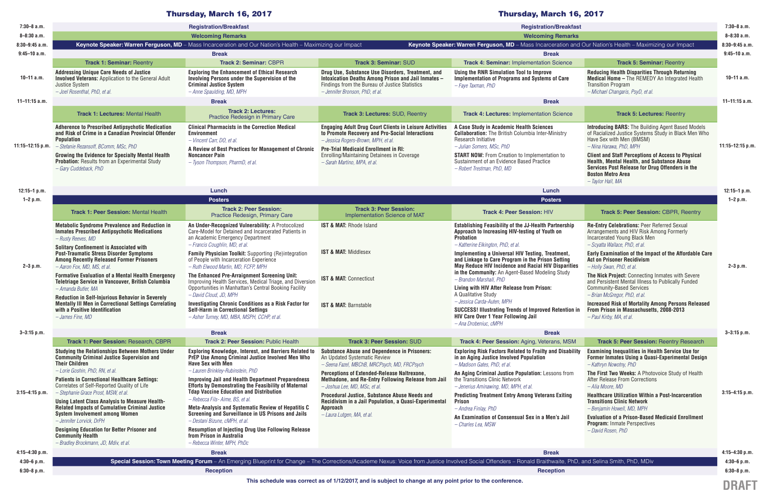# Thursday, March 16, 2017

| Time | Track 1 | Track 2 | Track 3 | Track 4 | Track 5 |
|---|---|---|---|---|---|
| 7:30–8 a.m. | Registration/Breakfast | | | | |
| 8–8:30 a.m. | Welcoming Remarks | | | | |
| 8:30–9:45 a.m. | **Keynote Speaker: Warren Ferguson, MD** – Mass Incarceration and Our Nation's Health – Maximizing our Impact | | | | |
| 9:45–10 a.m. | Break | | | | |
| | **Track 1: Seminar:** Reentry | **Track 2: Seminar:** CBPR | **Track 3: Seminar:** SUD | **Track 4: Seminar:** Implementation Science | **Track 5: Seminar:** Reentry |
| 10–11 a.m. | **Addressing Unique Care Needs of Justice Involved Veterans:** Application to the General Adult Justice System<br>*– Joel Rosenthal, PhD, et al.* | **Exploring the Enhancement of Ethical Research Involving Persons under the Supervision of the Criminal Justice System**<br>*– Anne Spaulding, MD, MPH* | **Drug Use, Substance Use Disorders, Treatment, and Intoxication Deaths Among Prison and Jail Inmates –** Findings from the Bureau of Justice Statistics<br>*– Jennifer Bronson, PhD, et al.* | **Using the RNR Simulation Tool to Improve Implementation of Programs and Systems of Care**<br>*– Faye Taxman, PhD* | **Reducing Health Disparities Through Returning Medical Home –** The REMEDY An Integrated Health Transition Program<br>*– Michael Changaris, PsyD, et al.* |
| 11–11:15 a.m. | Break | | | | |
| | **Track 1: Lectures:** Mental Health | **Track 2: Lectures:** Practice Redesign in Primary Care | **Track 3: Lectures:** SUD, Reentry | **Track 4: Lectures:** Implementation Science | **Track 5: Lectures:** Reentry |
| 11:15–12:15 p.m. | **Adherence to Prescribed Antipsychotic Medication and Risk of Crime in a Canadian Provincial Offender Population**<br>*– Stefanie Rezansoff, BComm, MSc, PhD*<br><br>**Growing the Evidence for Specialty Mental Health Probation:** Results from an Experimental Study<br>*– Gary Cuddeback, PhD* | **Clinical Pharmacists in the Correction Medical Environment**<br>*– Vincent Carr, DO, et al.*<br><br>**A Review of Best Practices for Management of Chronic Noncancer Pain**<br>*– Tyson Thompson, PharmD, et al.* | **Engaging Adult Drug Court Clients in Leisure Activities to Promote Recovery and Pro-Social Interactions**<br>*– Jessica Rogers-Brown, MPH, et al.*<br><br>**Pre-Trial Medicaid Enrollment in RI:** Enrolling/Maintaining Detainees in Coverage<br>*– Sarah Martino, MPA, et al.* | **A Case Study in Academic Health Sciences Collaboration:** The British Columbia Inter-Ministry Research Initiative<br>*– Julian Somers, MSc, PhD*<br><br>**START NOW:** From Creation to Implementation to Sustainment of an Evidence Based Practice<br>*– Robert Trestman, PhD, MD* | **Introducing BARS:** The Building Agent Based Models of Racialized Justice Systems Study in Black Men Who Have Sex with Men (BMSM)<br>*– Nina Harawa, PhD, MPH*<br><br>**Client and Staff Perceptions of Access to Physical Health, Mental Health, and Substance Abuse Services Post Release for Drug Offenders in the Boston Metro Area**<br>*– Taylor Hall, MA* |
| 12:15–1 p.m. | Lunch | | | | |
| 1–2 p.m. | Posters | | | | |
| | **Track 1: Peer Session:** Mental Health | **Track 2: Peer Session:** Practice Redesign, Primary Care | **Track 3: Peer Session:** Implementation Science of MAT | **Track 4: Peer Session:** HIV | **Track 5: Peer Session:** CBPR, Reentry |
| 2–3 p.m. | **Metabolic Syndrome Prevalence and Reduction in Inmates Prescribed Antipsychotic Medications**<br>*– Rusty Reeves, MD*<br><br>**Solitary Confinement is Associated with Post-Traumatic Stress Disorder Symptoms Among Recently Released Former Prisoners**<br>*– Aaron Fox, MD, MS, et al.*<br><br>**Formative Evaluation of a Mental Health Emergency Teletriage Service in Vancouver, British Columbia**<br>*– Amanda Butler, MA*<br><br>**Reduction in Self-Injurious Behavior in Severely Mentally Ill Men in Correctional Settings Correlating with a Positive Identification**<br>*– James Fine, MD* | **An Under-Recognized Vulnerability:** A Protocolized Care-Model for Detained and Incarcerated Patients in an Academic Emergency Department<br>*– Francis Coughlin, MD, et al.*<br><br>**Family Physician Toolkit:** Supporting (Re)integration of People with Incarceration Experience<br>*– Ruth Elwood Martin, MD, FCFP, MPH*<br><br>**The Enhanced Pre-Arraignment Screening Unit:** Improving Health Services, Medical Triage, and Diversion Opportunities in Manhattan's Central Booking Facility<br>*– David Cloud, JD, MPH*<br><br>**Investigating Chronic Conditions as a Risk Factor for Self-Harm in Correctional Settings**<br>*– Asher Turney, MD, MBA, MSPH, CCHP, et al.* | **IST & MAT:** Rhode Island<br><br>**IST & MAT:** Middlesex<br><br>**IST & MAT:** Connecticut<br><br>**IST & MAT:** Barnstable | **Establishing Feasibility of the JJ-Health Partnership Approach to Increasing HIV-testing of Youth on Probation**<br>*– Katherine Elkington, PhD, et al.*<br><br>**Implementing a Universal HIV Testing, Treatment, and Linkage to Care Program in the Prison Setting May Reduce HIV Incidence and Racial HIV Disparities in the Community:** An Agent-Based Modeling Study<br>*– Brandon Marshall, PhD*<br><br>**Living with HIV After Release from Prison:** A Qualitative Study<br>*– Jessica Carda-Auten, MPH*<br><br>**SUCCESS! Illustrating Trends of Improved Retention in HIV Care Over 1 Year Following Jail**<br>*– Ana Drobeniuc, cMPH* | **Re-Entry Celebrations:** Peer Referred Sexual Arrangements and HIV Risk Among Formerly Incarcerated Young Black Men<br>*– Scyatta Wallace, PhD, et al.*<br><br>**Early Examination of the Impact of the Affordable Care Act on Prisoner Recidivism**<br>*– Holly Swan, PhD, et al.*<br><br>**The Nick Project:** Connecting Inmates with Severe and Persistent Mental Illness to Publically Funded Community-Based Services<br>*– Brian McGregor, PhD, et al.*<br><br>**Increased Risk of Mortality Among Persons Released From Prison in Massachusetts, 2008-2013**<br>*– Paul Kirby, MA, et al.* |
| 3–3:15 p.m. | Break | | | | |
| | **Track 1: Peer Session:** Research, CBPR | **Track 2: Peer Session:** Public Health | **Track 3: Peer Session:** SUD | **Track 4: Peer Session:** Aging, Veterans, MSM | **Track 5: Peer Session:** Reentry Research |
| 3:15–4:15 p.m. | **Studying the Relationships Between Mothers Under Community Criminal Justice Supervision and Their Children**<br>*– Lorie Goshin, PhD, RN, et al.*<br><br>**Patients in Correctional Healthcare Settings:** Correlates of Self-Reported Quality of Life<br>*– Stephanie Grace Prost, MSW, et al.*<br><br>**Using Latent Class Analysis to Measure Health-Related Impacts of Cumulative Criminal Justice System Involvement among Women**<br>*– Jennifer Lorvick, DrPH*<br><br>**Designing Education for Better Prisoner and Community Health**<br>*– Bradley Brockmann, JD, Mdiv, et al.* | **Exploring Knowledge, Interest, and Barriers Related to PrEP Use Among Criminal Justice Involved Men Who Have Sex with Men**<br>*– Lauren Brinkley-Rubinstein, PhD*<br><br>**Improving Jail and Health Department Preparedness Efforts by Demonstrating the Feasibility of Maternal Tdap Vaccine Education and Distribution**<br>*– Rebecca Fils- Aime, BS, et al.*<br><br>**Meta-Analysis and Systematic Review of Hepatitis C Screening and Surveillance in US Prisons and Jails**<br>*– Destani Bizune, cMPH, et al.*<br><br>**Resumption of Injecting Drug Use Following Release from Prison in Australia**<br>*– Rebecca Winter, MPH, PhDc* | **Substance Abuse and Dependence in Prisoners:** An Updated Systematic Review<br>*– Seena Fazel, MBChB, MRCPsych, MD, FRCPsych*<br><br>**Perceptions of Extended-Release Naltrexone, Methadone, and Re-Entry Following Release from Jail**<br>*– Joshua Lee, MD, MSc, et al.*<br><br>**Procedural Justice, Substance Abuse Needs and Recidivism in a Jail Population, a Quasi-Experimental Approach**<br>*– Laura Lutgen, MA, et al.* | **Exploring Risk Factors Related to Frailty and Disability in an Aging Justice Involved Population**<br>*– Madison Gates, PhD, et al.*<br><br>**An Aging Criminal Justice Population:** Lessons from the Transitions Clinic Network<br>*– Jenerius Aminawing, MD, MPH, et al.*<br><br>**Predicting Treatment Entry Among Veterans Exiting Prison**<br>*– Andrea Finlay, PhD*<br><br>**An Examination of Consensual Sex in a Men's Jail**<br>*– Charles Lea, MSW* | **Examining Inequalities in Health Service Use for Former Inmates Using a Quasi-Experimental Design**<br>*– Kathryn Nowotny, PhD*<br><br>**The First Two Weeks:** A Photovoice Study of Health After Release From Corrections<br>*– Alia Moore, MD*<br><br>**Healthcare Utilization Within a Post-Incarceration Transitions Clinic Network**<br>*– Benjamin Howell, MD, MPH*<br><br>**Evaluation of a Prison-Based Medicaid Enrollment Program:** Inmate Perspectives<br>*– David Rosen, PhD* |
| 4:15–4:30 p.m. | Break | | | | |
| 4:30–6 p.m. | **Special Session: Town Meeting Forum** – An Emerging Blueprint for Change – The Corrections/Academe Nexus: Voice from Justice Involved Social Offenders – Ronald Braithwaite, PhD, and Selina Smith, PhD, MDiv | | | | |
| 6:30–8 p.m. | Reception | | | | |

This schedule was correct as of 1/12/2017, and is subject to change at any point prior to the conference.

DRAFT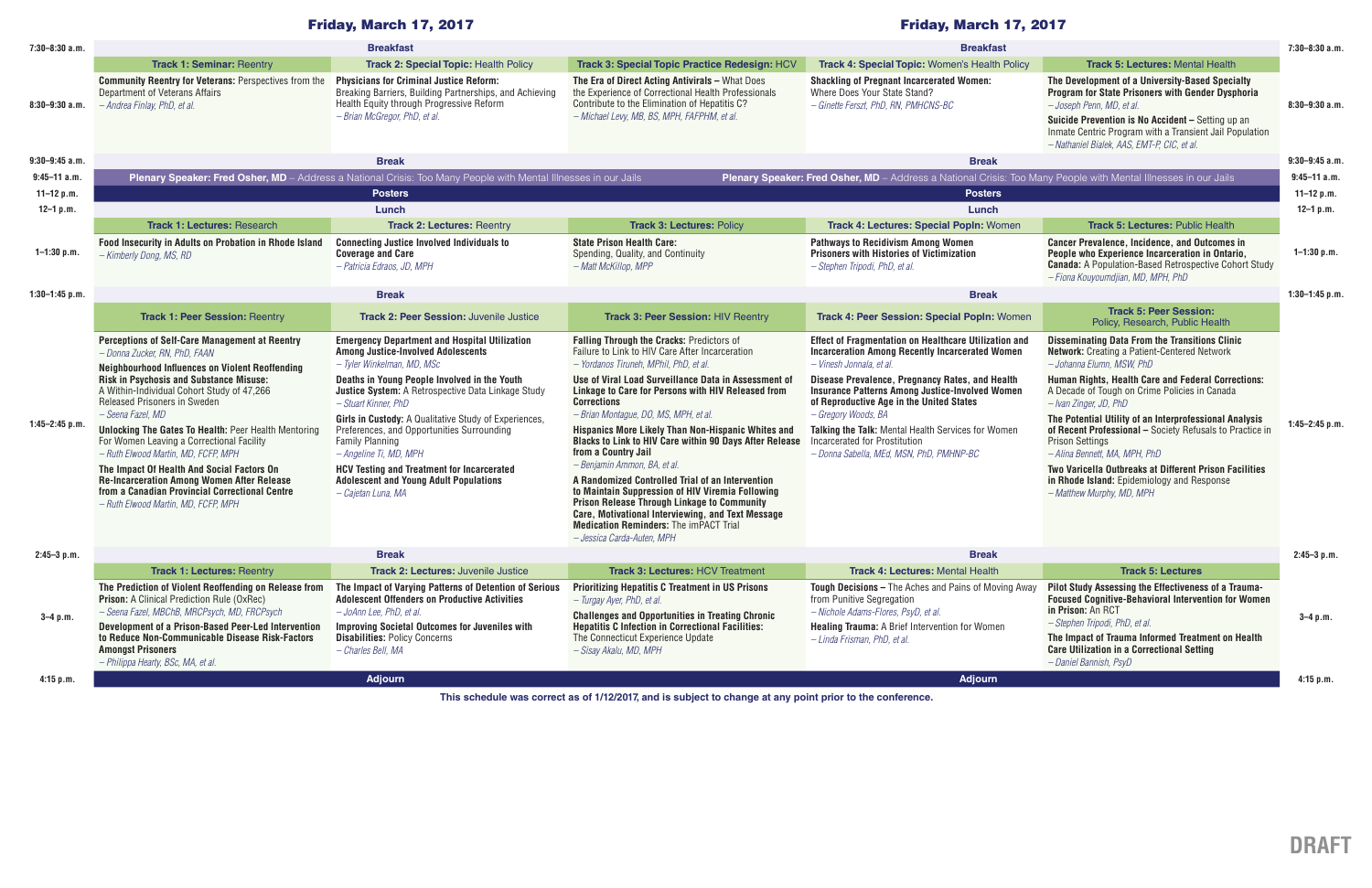# Friday, March 17, 2017

| Time | Track 1 | Track 2 | Track 3 | Track 4 | Track 5 |
|---|---|---|---|---|---|
| 7:30–8:30 a.m. | Breakfast | | | | |
| | **Track 1: Seminar:** Reentry | **Track 2: Special Topic:** Health Policy | **Track 3: Special Topic Practice Redesign:** HCV | **Track 4: Special Topic:** Women's Health Policy | **Track 5: Lectures:** Mental Health |
| 8:30–9:30 a.m. | **Community Reentry for Veterans:** Perspectives from the Department of Veterans Affairs – *Andrea Finlay, PhD, et al.* | **Physicians for Criminal Justice Reform:** Breaking Barriers, Building Partnerships, and Achieving Health Equity through Progressive Reform – *Brian McGregor, PhD, et al.* | **The Era of Direct Acting Antivirals –** What Does the Experience of Correctional Health Professionals Contribute to the Elimination of Hepatitis C? – *Michael Levy, MB, BS, MPH, FAFPHM, et al.* | **Shackling of Pregnant Incarcerated Women:** Where Does Your State Stand? – *Ginette Ferszt, PhD, RN, PMHCNS-BC* | **The Development of a University-Based Specialty Program for State Prisoners with Gender Dysphoria** – *Joseph Penn, MD, et al.* <br> **Suicide Prevention is No Accident –** Setting up an Inmate Centric Program with a Transient Jail Population – *Nathaniel Bialek, AAS, EMT-P, CIC, et al.* |
| 9:30–9:45 a.m. | Break | | | | |
| 9:45–11 a.m. | **Plenary Speaker: Fred Osher, MD** – Address a National Crisis: Too Many People with Mental Illnesses in our Jails | | | | |
| 11–12 p.m. | Posters | | | | |
| 12–1 p.m. | Lunch | | | | |
| | **Track 1: Lectures:** Research | **Track 2: Lectures:** Reentry | **Track 3: Lectures:** Policy | **Track 4: Lectures: Special Popln:** Women | **Track 5: Lectures:** Public Health |
| 1–1:30 p.m. | **Food Insecurity in Adults on Probation in Rhode Island** – *Kimberly Dong, MS, RD* | **Connecting Justice Involved Individuals to Coverage and Care** – *Patricia Edraos, JD, MPH* | **State Prison Health Care:** Spending, Quality, and Continuity – *Matt McKillop, MPP* | **Pathways to Recidivism Among Women Prisoners with Histories of Victimization** – *Stephen Tripodi, PhD, et al.* | **Cancer Prevalence, Incidence, and Outcomes in People who Experience Incarceration in Ontario, Canada:** A Population-Based Retrospective Cohort Study – *Fiona Kouyoumdjian, MD, MPH, PhD* |
| 1:30–1:45 p.m. | Break | | | | |
| | **Track 1: Peer Session:** Reentry | **Track 2: Peer Session:** Juvenile Justice | **Track 3: Peer Session:** HIV Reentry | **Track 4: Peer Session: Special Popln:** Women | **Track 5: Peer Session:** Policy, Research, Public Health |
| 1:45–2:45 p.m. | **Perceptions of Self-Care Management at Reentry** – *Donna Zucker, RN, PhD, FAAN* <br> **Neighbourhood Influences on Violent Reoffending Risk in Psychosis and Substance Misuse:** A Within-Individual Cohort Study of 47,266 Released Prisoners in Sweden – *Seena Fazel, MD* <br> **Unlocking The Gates To Health:** Peer Health Mentoring For Women Leaving a Correctional Facility – *Ruth Elwood Martin, MD, FCFP, MPH* <br> **The Impact Of Health And Social Factors On Re-Incarceration Among Women After Release from a Canadian Provincial Correctional Centre** – *Ruth Elwood Martin, MD, FCFP, MPH* | **Emergency Department and Hospital Utilization Among Justice-Involved Adolescents** – *Tyler Winkelman, MD, MSc* <br> **Deaths in Young People Involved in the Youth Justice System:** A Retrospective Data Linkage Study – *Stuart Kinner, PhD* <br> **Girls in Custody:** A Qualitative Study of Experiences, Preferences, and Opportunities Surrounding Family Planning – *Angeline Ti, MD, MPH* <br> **HCV Testing and Treatment for Incarcerated Adolescent and Young Adult Populations** – *Cajetan Luna, MA* | **Falling Through the Cracks:** Predictors of Failure to Link to HIV Care After Incarceration – *Yordanos Tiruneh, MPhil, PhD, et al.* <br> **Use of Viral Load Surveillance Data in Assessment of Linkage to Care for Persons with HIV Released from Corrections** – *Brian Montague, DO, MS, MPH, et al.* <br> **Hispanics More Likely Than Non-Hispanic Whites and Blacks to Link to HIV Care within 90 Days After Release from a Country Jail** – *Benjamin Ammon, BA, et al.* <br> **A Randomized Controlled Trial of an Intervention to Maintain Suppression of HIV Viremia Following Prison Release Through Linkage to Community Care, Motivational Interviewing, and Text Message Medication Reminders:** The imPACT Trial – *Jessica Carda-Auten, MPH* | **Effect of Fragmentation on Healthcare Utilization and Incarceration Among Recently Incarcerated Women** – *Vinesh Jonnala, et al.* <br> **Disease Prevalence, Pregnancy Rates, and Health Insurance Patterns Among Justice-Involved Women of Reproductive Age in the United States** – *Gregory Woods, BA* <br> **Talking the Talk:** Mental Health Services for Women Incarcerated for Prostitution – *Donna Sabella, MEd, MSN, PhD, PMHNP-BC* | **Disseminating Data From the Transitions Clinic Network:** Creating a Patient-Centered Network – *Johanna Elumn, MSW, PhD* <br> **Human Rights, Health Care and Federal Corrections:** A Decade of Tough on Crime Policies in Canada – *Ivan Zinger, JD, PhD* <br> **The Potential Utility of an Interprofessional Analysis of Recent Professional –** Society Refusals to Practice in Prison Settings – *Alina Bennett, MA, MPH, PhD* <br> **Two Varicella Outbreaks at Different Prison Facilities in Rhode Island:** Epidemiology and Response – *Matthew Murphy, MD, MPH* |
| 2:45–3 p.m. | Break | | | | |
| | **Track 1: Lectures:** Reentry | **Track 2: Lectures:** Juvenile Justice | **Track 3: Lectures:** HCV Treatment | **Track 4: Lectures:** Mental Health | **Track 5: Lectures** |
| 3–4 p.m. | **The Prediction of Violent Reoffending on Release from Prison:** A Clinical Prediction Rule (OxRec) – *Seena Fazel, MBChB, MRCPsych, MD, FRCPsych* <br> **Development of a Prison-Based Peer-Led Intervention to Reduce Non-Communicable Disease Risk-Factors Amongst Prisoners** – *Philippa Hearty, BSc, MA, et al.* | **The Impact of Varying Patterns of Detention of Serious Adolescent Offenders on Productive Activities** – *JoAnn Lee, PhD, et al.* <br> **Improving Societal Outcomes for Juveniles with Disabilities:** Policy Concerns – *Charles Bell, MA* | **Prioritizing Hepatitis C Treatment in US Prisons** – *Turgay Ayer, PhD, et al.* <br> **Challenges and Opportunities in Treating Chronic Hepatitis C Infection in Correctional Facilities:** The Connecticut Experience Update – *Sisay Akalu, MD, MPH* | **Tough Decisions –** The Aches and Pains of Moving Away from Punitive Segregation – *Nichole Adams-Flores, PsyD, et al.* <br> **Healing Trauma:** A Brief Intervention for Women – *Linda Frisman, PhD, et al.* | **Pilot Study Assessing the Effectiveness of a Trauma-Focused Cognitive-Behavioral Intervention for Women in Prison:** An RCT – *Stephen Tripodi, PhD, et al.* <br> **The Impact of Trauma Informed Treatment on Health Care Utilization in a Correctional Setting** – *Daniel Bannish, PsyD* |
| 4:15 p.m. | Adjourn | | | | |

**This schedule was correct as of 1/12/2017, and is subject to change at any point prior to the conference.**

DRAFT